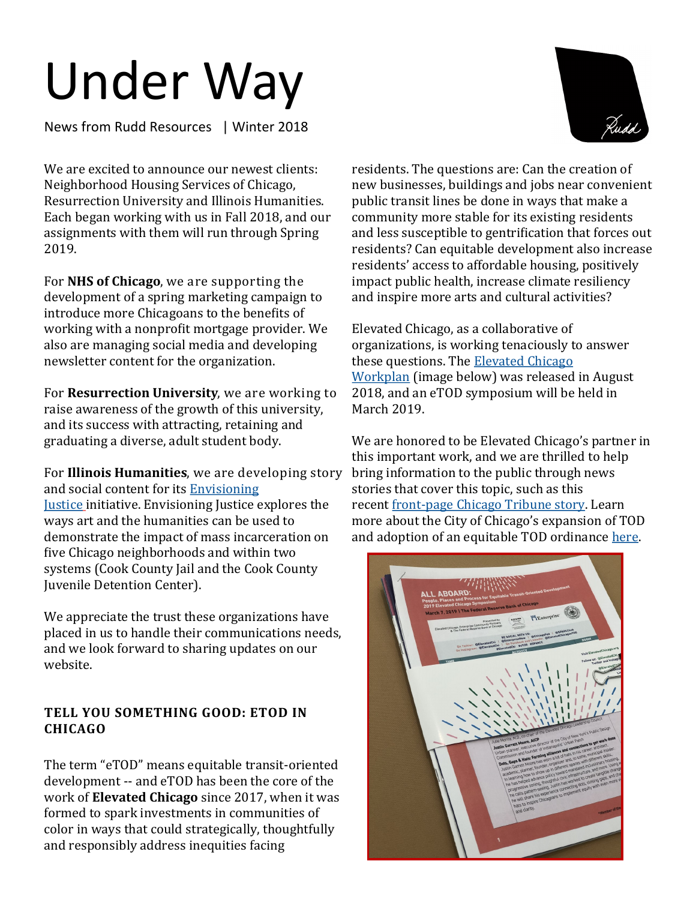# Under Way

News from Rudd Resources | Winter 2018

We are excited to announce our newest clients: Neighborhood Housing Services of Chicago, Resurrection University and Illinois Humanities. Each began working with us in Fall 2018, and our assignments with them will run through Spring 2019.

For **NHS of Chicago**, we are supporting the development of a spring marketing campaign to introduce more Chicagoans to the benefits of working with a nonprofit mortgage provider. We also are managing social media and developing newsletter content for the organization.

For **Resurrection University**, we are working to raise awareness of the growth of this university, and its success with attracting, retaining and graduating a diverse, adult student body.

For **Illinois Humanities**, we are developing story and social content for its Envisioning Justice initiative. Envisioning Justice explores the ways art and the humanities can be used to demonstrate the impact of mass incarceration on five Chicago neighborhoods and within two systems (Cook County Jail and the Cook County Juvenile Detention Center).

We appreciate the trust these organizations have placed in us to handle their communications needs, and we look forward to sharing updates on our website.

### TELL YOU SOMETHING GOOD: ETOD IN CHICAGO

The term "eTOD" means equitable transit-oriented development -- and eTOD has been the core of the work of **Elevated Chicago** since 2017, when it was formed to spark investments in communities of color in ways that could strategically, thoughtfully and responsibly address inequities facing residents. The questions are: Can the creation of new businesses, buildings and jobs near convenient public transit lines be done in ways that make a community more stable for its existing residents and less susceptible to gentrification that forces out residents? Can equitable development also increase residents' access to affordable housing, positively impact public health, increase climate resiliency and inspire more arts and cultural activities?

Elevated Chicago, as a collaborative of organizations, is working tenaciously to answer these questions. The Elevated Chicago Workplan (image below) was released in August 2018, and an eTOD symposium will be held in March 2019.

We are honored to be Elevated Chicago's partner in this important work, and we are thrilled to help bring information to the public through news stories that cover this topic, such as this recent front-page Chicago Tribune story. Learn more about the City of Chicago's expansion of TOD and adoption of an equitable TOD ordinance here.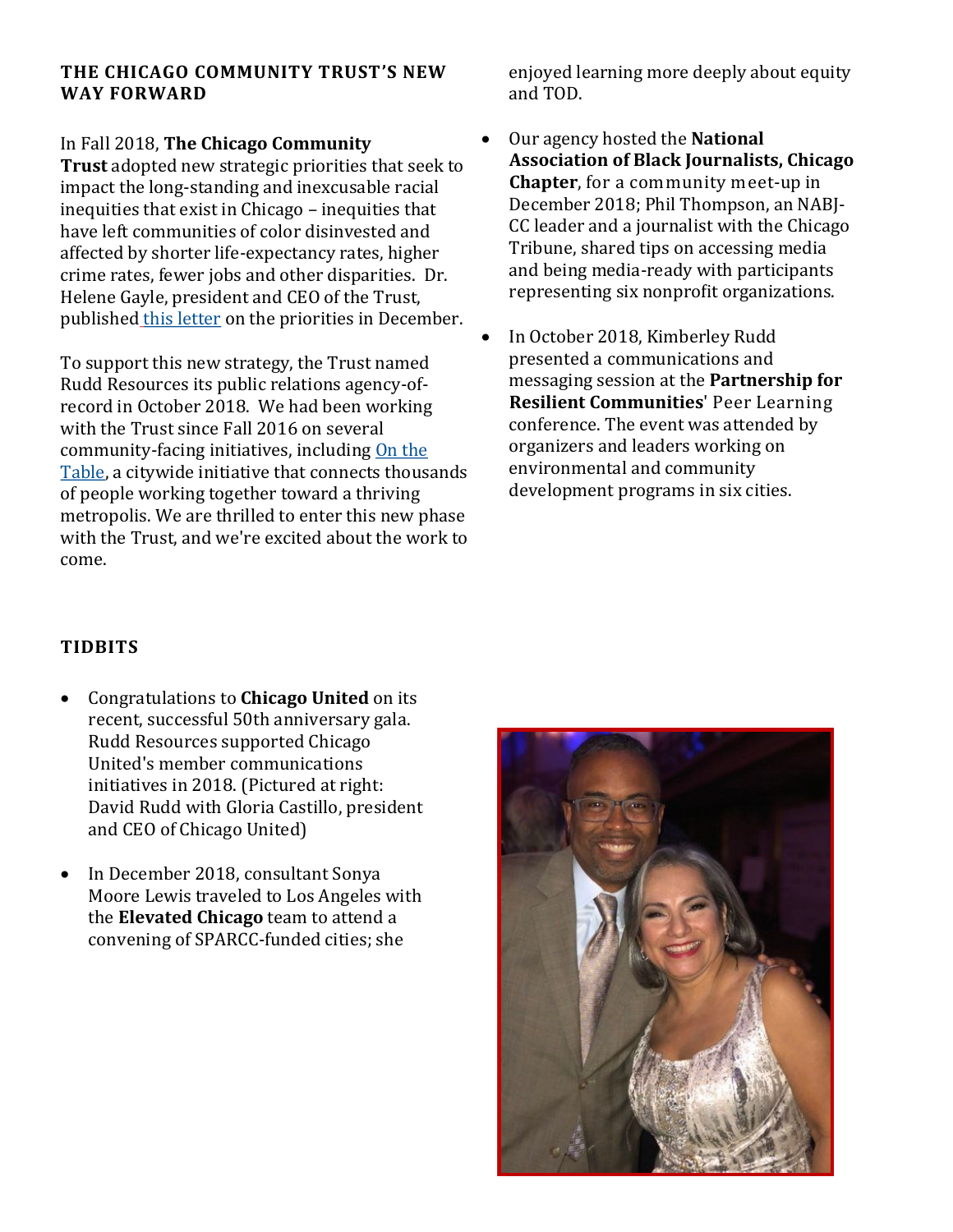## THE CHICAGO COMMUNITY TRUST'S NEW WAY FORWARD

In Fall 2018, **The Chicago Community Trust** adopted new strategic priorities that seek to impact the long-standing and inexcusable racial inequities that exist in Chicago – inequities that have left communities of color disinvested and affected by shorter life-expectancy rates, higher crime rates, fewer jobs and other disparities. Dr. Helene Gayle, president and CEO of the Trust, published this letter on the priorities in December.

To support this new strategy, the Trust named Rudd Resources its public relations agency-of-record in October 2018. We had been working with the Trust since Fall 2016 on several community-facing initiatives, including On the Table, a citywide initiative that connects thousands of people working together toward a thriving metropolis. We are thrilled to enter this new phase with the Trust, and we're excited about the work to come.

## TIDBITS

- Congratulations to **Chicago United** on its recent, successful 50th anniversary gala. Rudd Resources supported Chicago United's member communications initiatives in 2018. (Pictured at right: David Rudd with Gloria Castillo, president and CEO of Chicago United)
- In December 2018, consultant Sonya Moore Lewis traveled to Los Angeles with the **Elevated Chicago** team to attend a convening of SPARCC-funded cities; she enjoyed learning more deeply about equity and TOD.
- Our agency hosted the **National Association of Black Journalists, Chicago Chapter**, for a community meet-up in December 2018; Phil Thompson, an NABJ-CC leader and a journalist with the Chicago Tribune, shared tips on accessing media and being media-ready with participants representing six nonprofit organizations.
- In October 2018, Kimberley Rudd presented a communications and messaging session at the **Partnership for Resilient Communities**' Peer Learning conference. The event was attended by organizers and leaders working on environmental and community development programs in six cities.